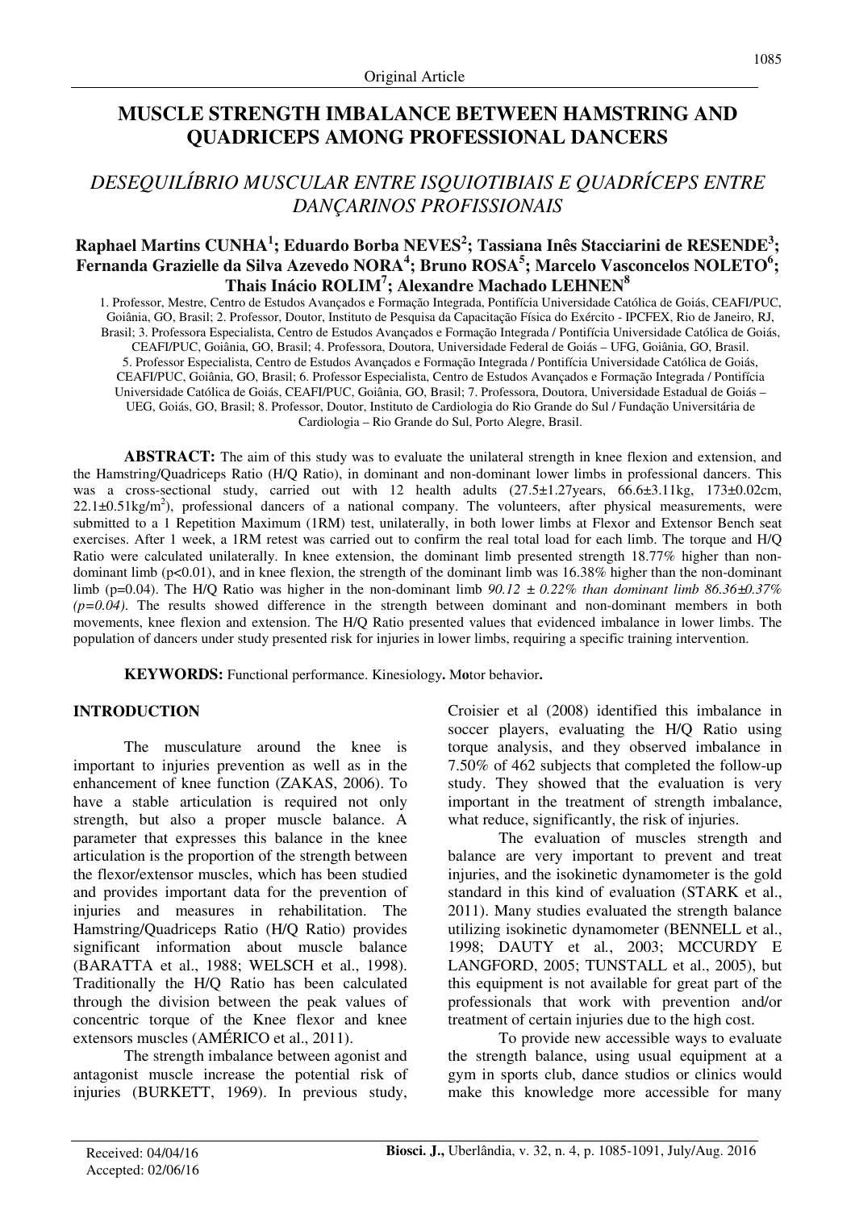Original Article

# MUSCLE STRENGTH IMBALANCE BETWEEN HAMSTRING AND QUADRICEPS AMONG PROFESSIONAL DANCERS

## *DESEQUILÍBRIO MUSCULAR ENTRE ISQUIOTIBIAIS E QUADRÍCEPS ENTRE DANÇARINOS PROFISSIONAIS*

**Raphael Martins CUNHA[1]; Eduardo Borba NEVES[2]; Tassiana Inês Stacciarini de RESENDE[3]; Fernanda Grazielle da Silva Azevedo NORA[4]; Bruno ROSA[5]; Marcelo Vasconcelos NOLETO[6]; Thais Inácio ROLIM[7]; Alexandre Machado LEHNEN[8]**

1. Professor, Mestre, Centro de Estudos Avançados e Formação Integrada, Pontifícia Universidade Católica de Goiás, CEAFI/PUC, Goiânia, GO, Brasil; 2. Professor, Doutor, Instituto de Pesquisa da Capacitação Física do Exército - IPCFEX, Rio de Janeiro, RJ, Brasil; 3. Professora Especialista, Centro de Estudos Avançados e Formação Integrada / Pontifícia Universidade Católica de Goiás, CEAFI/PUC, Goiânia, GO, Brasil; 4. Professora, Doutora, Universidade Federal de Goiás – UFG, Goiânia, GO, Brasil. 5. Professor Especialista, Centro de Estudos Avançados e Formação Integrada / Pontifícia Universidade Católica de Goiás, CEAFI/PUC, Goiânia, GO, Brasil; 6. Professor Especialista, Centro de Estudos Avançados e Formação Integrada / Pontifícia Universidade Católica de Goiás, CEAFI/PUC, Goiânia, GO, Brasil; 7. Professora, Doutora, Universidade Estadual de Goiás – UEG, Goiás, GO, Brasil; 8. Professor, Doutor, Instituto de Cardiologia do Rio Grande do Sul / Fundação Universitária de Cardiologia – Rio Grande do Sul, Porto Alegre, Brasil.

**ABSTRACT:** The aim of this study was to evaluate the unilateral strength in knee flexion and extension, and the Hamstring/Quadriceps Ratio (H/Q Ratio), in dominant and non-dominant lower limbs in professional dancers. This was a cross-sectional study, carried out with 12 health adults (27.5±1.27years, 66.6±3.11kg, 173±0.02cm, 22.1±0.51kg/m$^2$), professional dancers of a national company. The volunteers, after physical measurements, were submitted to a 1 Repetition Maximum (1RM) test, unilaterally, in both lower limbs at Flexor and Extensor Bench seat exercises. After 1 week, a 1RM retest was carried out to confirm the real total load for each limb. The torque and H/Q Ratio were calculated unilaterally. In knee extension, the dominant limb presented strength 18.77% higher than non-dominant limb ($p<0.01$), and in knee flexion, the strength of the dominant limb was 16.38% higher than the non-dominant limb ($p=0.04$). The H/Q Ratio was higher in the non-dominant limb *90.12 ± 0.22% than dominant limb 86.36±0.37% (p=0.04).* The results showed difference in the strength between dominant and non-dominant members in both movements, knee flexion and extension. The H/Q Ratio presented values that evidenced imbalance in lower limbs. The population of dancers under study presented risk for injuries in lower limbs, requiring a specific training intervention.

**KEYWORDS:** Functional performance. Kinesiology**.** Motor behavior**.**

## INTRODUCTION

The musculature around the knee is important to injuries prevention as well as in the enhancement of knee function (ZAKAS, 2006). To have a stable articulation is required not only strength, but also a proper muscle balance. A parameter that expresses this balance in the knee articulation is the proportion of the strength between the flexor/extensor muscles, which has been studied and provides important data for the prevention of injuries and measures in rehabilitation. The Hamstring/Quadriceps Ratio (H/Q Ratio) provides significant information about muscle balance (BARATTA et al., 1988; WELSCH et al., 1998). Traditionally the H/Q Ratio has been calculated through the division between the peak values of concentric torque of the Knee flexor and knee extensors muscles (AMÉRICO et al., 2011).

The strength imbalance between agonist and antagonist muscle increase the potential risk of injuries (BURKETT, 1969). In previous study, Croisier et al (2008) identified this imbalance in soccer players, evaluating the H/Q Ratio using torque analysis, and they observed imbalance in 7.50% of 462 subjects that completed the follow-up study. They showed that the evaluation is very important in the treatment of strength imbalance, what reduce, significantly, the risk of injuries.

The evaluation of muscles strength and balance are very important to prevent and treat injuries, and the isokinetic dynamometer is the gold standard in this kind of evaluation (STARK et al., 2011). Many studies evaluated the strength balance utilizing isokinetic dynamometer (BENNELL et al., 1998; DAUTY et al., 2003; MCCURDY E LANGFORD, 2005; TUNSTALL et al., 2005), but this equipment is not available for great part of the professionals that work with prevention and/or treatment of certain injuries due to the high cost.

To provide new accessible ways to evaluate the strength balance, using usual equipment at a gym in sports club, dance studios or clinics would make this knowledge more accessible for many

Received: 04/04/16
Accepted: 02/06/16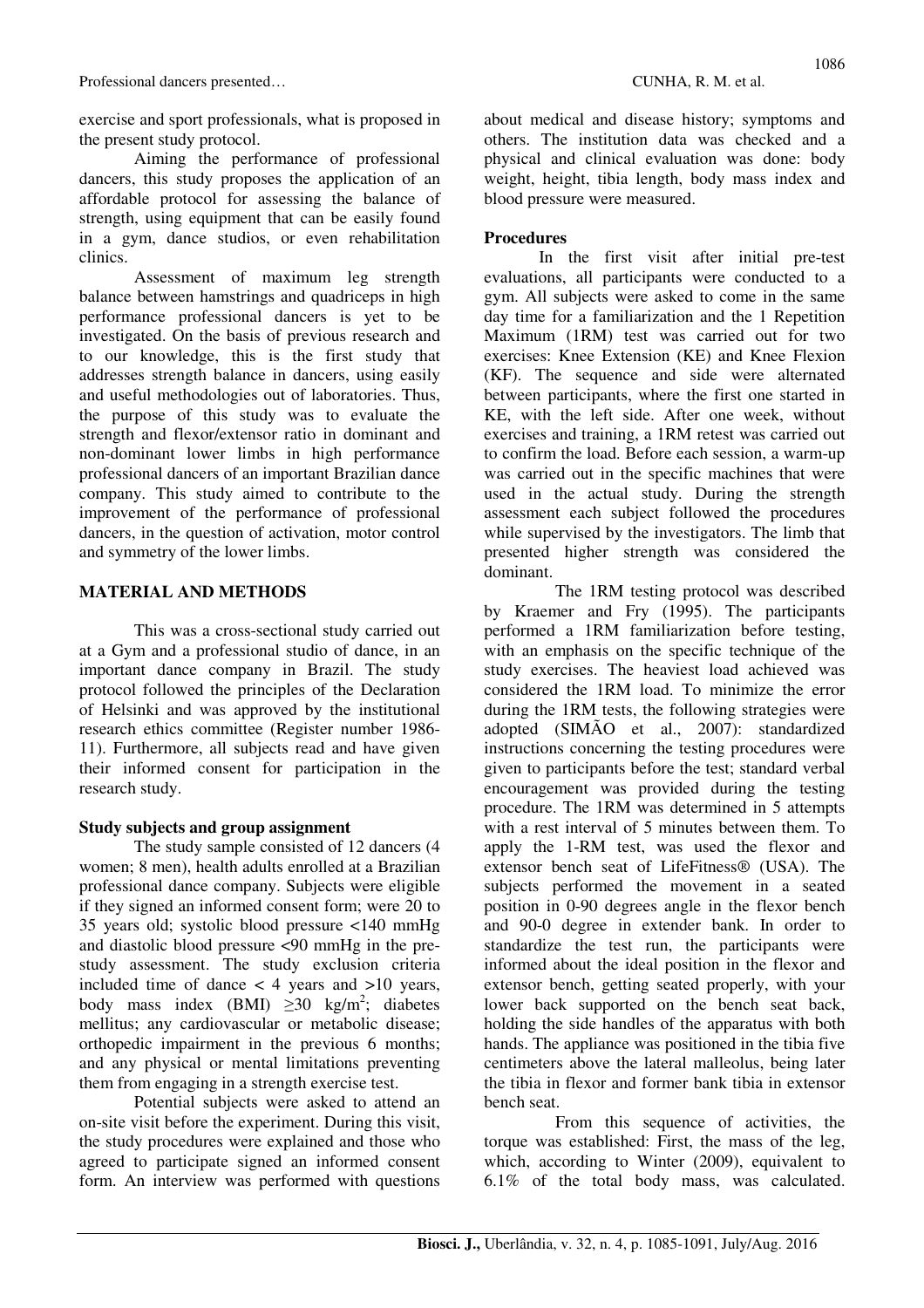exercise and sport professionals, what is proposed in the present study protocol.

Aiming the performance of professional dancers, this study proposes the application of an affordable protocol for assessing the balance of strength, using equipment that can be easily found in a gym, dance studios, or even rehabilitation clinics.

Assessment of maximum leg strength balance between hamstrings and quadriceps in high performance professional dancers is yet to be investigated. On the basis of previous research and to our knowledge, this is the first study that addresses strength balance in dancers, using easily and useful methodologies out of laboratories. Thus, the purpose of this study was to evaluate the strength and flexor/extensor ratio in dominant and non-dominant lower limbs in high performance professional dancers of an important Brazilian dance company. This study aimed to contribute to the improvement of the performance of professional dancers, in the question of activation, motor control and symmetry of the lower limbs.

## MATERIAL AND METHODS

This was a cross-sectional study carried out at a Gym and a professional studio of dance, in an important dance company in Brazil. The study protocol followed the principles of the Declaration of Helsinki and was approved by the institutional research ethics committee (Register number 1986-11). Furthermore, all subjects read and have given their informed consent for participation in the research study.

### Study subjects and group assignment

The study sample consisted of 12 dancers (4 women; 8 men), health adults enrolled at a Brazilian professional dance company. Subjects were eligible if they signed an informed consent form; were 20 to 35 years old; systolic blood pressure <140 mmHg and diastolic blood pressure <90 mmHg in the pre-study assessment. The study exclusion criteria included time of dance < 4 years and >10 years, body mass index (BMI) $\geq 30$ kg/m$^2$; diabetes mellitus; any cardiovascular or metabolic disease; orthopedic impairment in the previous 6 months; and any physical or mental limitations preventing them from engaging in a strength exercise test.

Potential subjects were asked to attend an on-site visit before the experiment. During this visit, the study procedures were explained and those who agreed to participate signed an informed consent form. An interview was performed with questions about medical and disease history; symptoms and others. The institution data was checked and a physical and clinical evaluation was done: body weight, height, tibia length, body mass index and blood pressure were measured.

### Procedures

In the first visit after initial pre-test evaluations, all participants were conducted to a gym. All subjects were asked to come in the same day time for a familiarization and the 1 Repetition Maximum (1RM) test was carried out for two exercises: Knee Extension (KE) and Knee Flexion (KF). The sequence and side were alternated between participants, where the first one started in KE, with the left side. After one week, without exercises and training, a 1RM retest was carried out to confirm the load. Before each session, a warm-up was carried out in the specific machines that were used in the actual study. During the strength assessment each subject followed the procedures while supervised by the investigators. The limb that presented higher strength was considered the dominant.

The 1RM testing protocol was described by Kraemer and Fry (1995). The participants performed a 1RM familiarization before testing, with an emphasis on the specific technique of the study exercises. The heaviest load achieved was considered the 1RM load. To minimize the error during the 1RM tests, the following strategies were adopted (SIMÃO et al., 2007): standardized instructions concerning the testing procedures were given to participants before the test; standard verbal encouragement was provided during the testing procedure. The 1RM was determined in 5 attempts with a rest interval of 5 minutes between them. To apply the 1-RM test, was used the flexor and extensor bench seat of LifeFitness® (USA). The subjects performed the movement in a seated position in 0-90 degrees angle in the flexor bench and 90-0 degree in extender bank. In order to standardize the test run, the participants were informed about the ideal position in the flexor and extensor bench, getting seated properly, with your lower back supported on the bench seat back, holding the side handles of the apparatus with both hands. The appliance was positioned in the tibia five centimeters above the lateral malleolus, being later the tibia in flexor and former bank tibia in extensor bench seat.

From this sequence of activities, the torque was established: First, the mass of the leg, which, according to Winter (2009), equivalent to 6.1% of the total body mass, was calculated.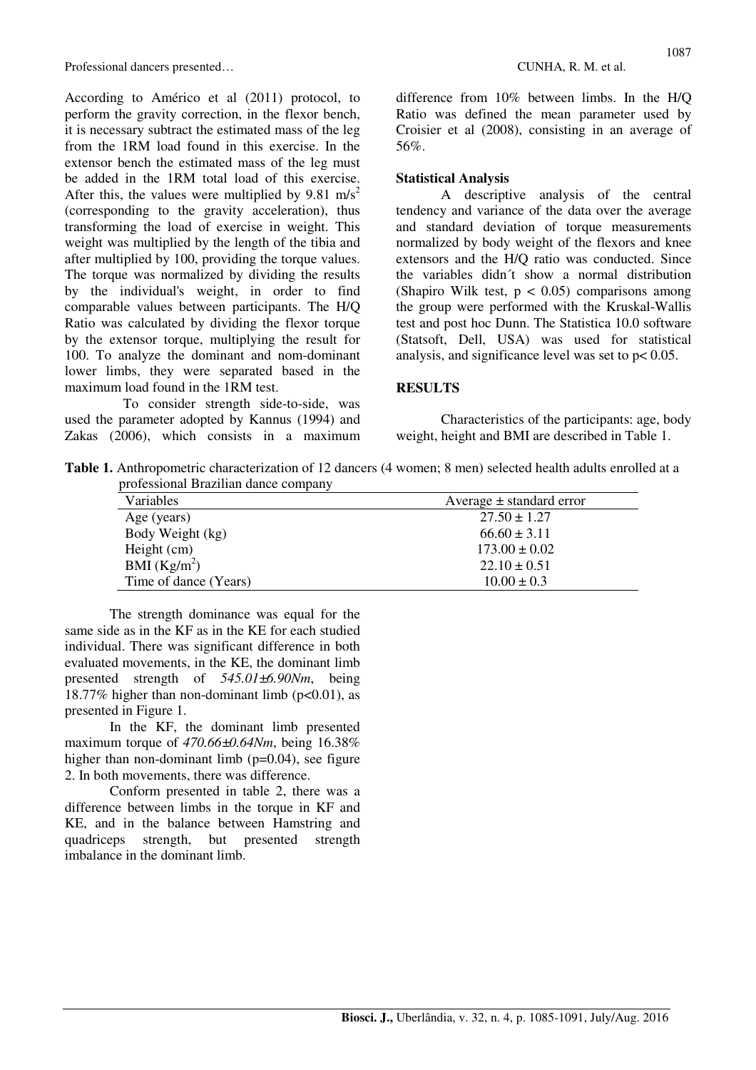According to Américo et al (2011) protocol, to perform the gravity correction, in the flexor bench, it is necessary subtract the estimated mass of the leg from the 1RM load found in this exercise. In the extensor bench the estimated mass of the leg must be added in the 1RM total load of this exercise. After this, the values were multiplied by 9.81 $m/s^2$ (corresponding to the gravity acceleration), thus transforming the load of exercise in weight. This weight was multiplied by the length of the tibia and after multiplied by 100, providing the torque values. The torque was normalized by dividing the results by the individual's weight, in order to find comparable values between participants. The H/Q Ratio was calculated by dividing the flexor torque by the extensor torque, multiplying the result for 100. To analyze the dominant and nom-dominant lower limbs, they were separated based in the maximum load found in the 1RM test.

To consider strength side-to-side, was used the parameter adopted by Kannus (1994) and Zakas (2006), which consists in a maximum difference from 10% between limbs. In the H/Q Ratio was defined the mean parameter used by Croisier et al (2008), consisting in an average of 56%.

**Statistical Analysis**

A descriptive analysis of the central tendency and variance of the data over the average and standard deviation of torque measurements normalized by body weight of the flexors and knee extensors and the H/Q ratio was conducted. Since the variables didn´t show a normal distribution (Shapiro Wilk test, $p < 0.05$) comparisons among the group were performed with the Kruskal-Wallis test and post hoc Dunn. The Statistica 10.0 software (Statsoft, Dell, USA) was used for statistical analysis, and significance level was set to $p < 0.05$.

## RESULTS

Characteristics of the participants: age, body weight, height and BMI are described in Table 1.

**Table 1.** Anthropometric characterization of 12 dancers (4 women; 8 men) selected health adults enrolled at a professional Brazilian dance company

| Variables | Average ± standard error |
|---|---|
| Age (years) | 27.50 ± 1.27 |
| Body Weight (kg) | 66.60 ± 3.11 |
| Height (cm) | 173.00 ± 0.02 |
| BMI ($Kg/m^2$) | 22.10 ± 0.51 |
| Time of dance (Years) | 10.00 ± 0.3 |

The strength dominance was equal for the same side as in the KF as in the KE for each studied individual. There was significant difference in both evaluated movements, in the KE, the dominant limb presented strength of *545.01±6.90Nm*, being 18.77% higher than non-dominant limb ($p<0.01$), as presented in Figure 1.

In the KF, the dominant limb presented maximum torque of *470.66±0.64Nm*, being 16.38% higher than non-dominant limb ($p=0.04$), see figure 2. In both movements, there was difference.

Conform presented in table 2, there was a difference between limbs in the torque in KF and KE, and in the balance between Hamstring and quadriceps strength, but presented strength imbalance in the dominant limb.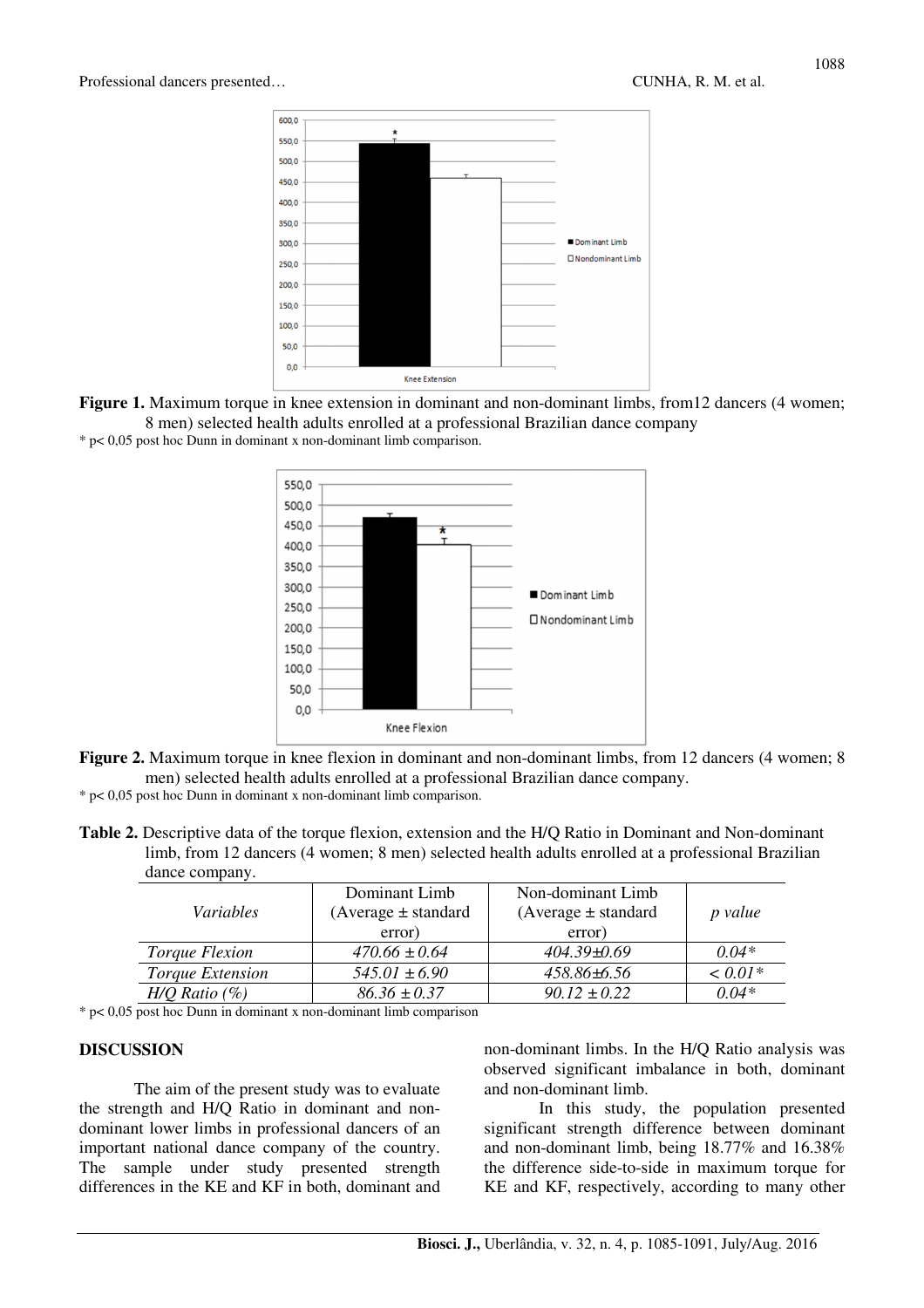**Figure 1.** Maximum torque in knee extension in dominant and non-dominant limbs, from12 dancers (4 women; 8 men) selected health adults enrolled at a professional Brazilian dance company

* p< 0,05 post hoc Dunn in dominant x non-dominant limb comparison.

**Figure 2.** Maximum torque in knee flexion in dominant and non-dominant limbs, from 12 dancers (4 women; 8 men) selected health adults enrolled at a professional Brazilian dance company.

* p< 0,05 post hoc Dunn in dominant x non-dominant limb comparison.

**Table 2.** Descriptive data of the torque flexion, extension and the H/Q Ratio in Dominant and Non-dominant limb, from 12 dancers (4 women; 8 men) selected health adults enrolled at a professional Brazilian dance company.

| *Variables* | Dominant Limb (Average ± standard error) | Non-dominant Limb (Average ± standard error) | *p value* |
|---|---|---|---|
| *Torque Flexion* | *470.66 ± 0.64* | *404.39±0.69* | *0.04** |
| *Torque Extension* | *545.01 ± 6.90* | *458.86±6.56* | *< 0.01** |
| *H/Q Ratio (%)* | *86.36 ± 0.37* | *90.12 ± 0.22* | *0.04** |

* p< 0,05 post hoc Dunn in dominant x non-dominant limb comparison

## DISCUSSION

The aim of the present study was to evaluate the strength and H/Q Ratio in dominant and non-dominant lower limbs in professional dancers of an important national dance company of the country. The sample under study presented strength differences in the KE and KF in both, dominant and non-dominant limbs. In the H/Q Ratio analysis was observed significant imbalance in both, dominant and non-dominant limb.

In this study, the population presented significant strength difference between dominant and non-dominant limb, being 18.77% and 16.38% the difference side-to-side in maximum torque for KE and KF, respectively, according to many other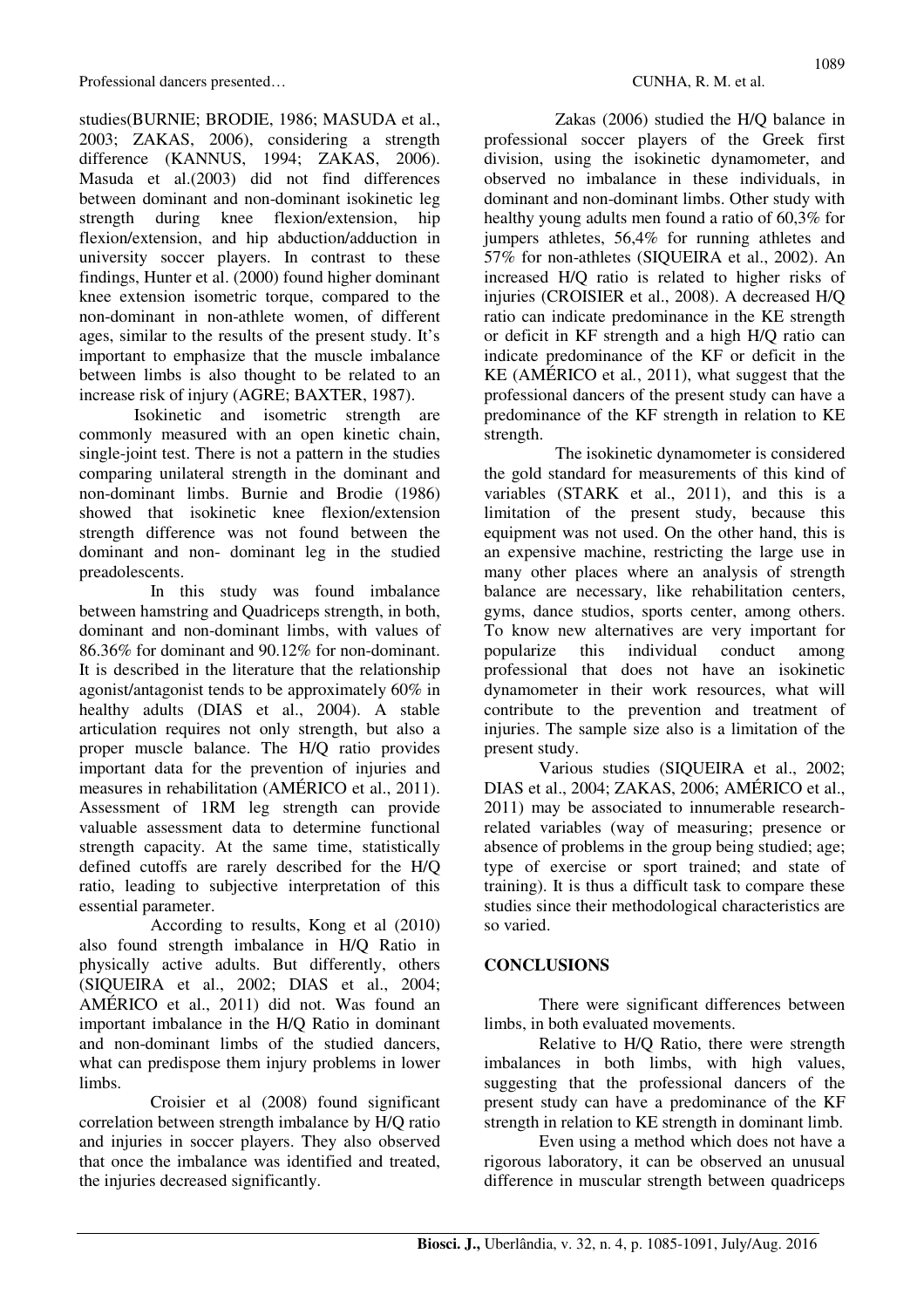studies(BURNIE; BRODIE, 1986; MASUDA et al., 2003; ZAKAS, 2006), considering a strength difference (KANNUS, 1994; ZAKAS, 2006). Masuda et al.(2003) did not find differences between dominant and non-dominant isokinetic leg strength during knee flexion/extension, hip flexion/extension, and hip abduction/adduction in university soccer players. In contrast to these findings, Hunter et al. (2000) found higher dominant knee extension isometric torque, compared to the non-dominant in non-athlete women, of different ages, similar to the results of the present study. It's important to emphasize that the muscle imbalance between limbs is also thought to be related to an increase risk of injury (AGRE; BAXTER, 1987).

Isokinetic and isometric strength are commonly measured with an open kinetic chain, single-joint test. There is not a pattern in the studies comparing unilateral strength in the dominant and non-dominant limbs. Burnie and Brodie (1986) showed that isokinetic knee flexion/extension strength difference was not found between the dominant and non- dominant leg in the studied preadolescents.

In this study was found imbalance between hamstring and Quadriceps strength, in both, dominant and non-dominant limbs, with values of 86.36% for dominant and 90.12% for non-dominant. It is described in the literature that the relationship agonist/antagonist tends to be approximately 60% in healthy adults (DIAS et al., 2004). A stable articulation requires not only strength, but also a proper muscle balance. The H/Q ratio provides important data for the prevention of injuries and measures in rehabilitation (AMÉRICO et al., 2011). Assessment of 1RM leg strength can provide valuable assessment data to determine functional strength capacity. At the same time, statistically defined cutoffs are rarely described for the H/Q ratio, leading to subjective interpretation of this essential parameter.

According to results, Kong et al (2010) also found strength imbalance in H/Q Ratio in physically active adults. But differently, others (SIQUEIRA et al., 2002; DIAS et al., 2004; AMÉRICO et al., 2011) did not. Was found an important imbalance in the H/Q Ratio in dominant and non-dominant limbs of the studied dancers, what can predispose them injury problems in lower limbs.

Croisier et al (2008) found significant correlation between strength imbalance by H/Q ratio and injuries in soccer players. They also observed that once the imbalance was identified and treated, the injuries decreased significantly.

Zakas (2006) studied the H/Q balance in professional soccer players of the Greek first division, using the isokinetic dynamometer, and observed no imbalance in these individuals, in dominant and non-dominant limbs. Other study with healthy young adults men found a ratio of 60,3% for jumpers athletes, 56,4% for running athletes and 57% for non-athletes (SIQUEIRA et al., 2002). An increased H/Q ratio is related to higher risks of injuries (CROISIER et al., 2008). A decreased H/Q ratio can indicate predominance in the KE strength or deficit in KF strength and a high H/Q ratio can indicate predominance of the KF or deficit in the KE (AMÉRICO et al., 2011), what suggest that the professional dancers of the present study can have a predominance of the KF strength in relation to KE strength.

The isokinetic dynamometer is considered the gold standard for measurements of this kind of variables (STARK et al., 2011), and this is a limitation of the present study, because this equipment was not used. On the other hand, this is an expensive machine, restricting the large use in many other places where an analysis of strength balance are necessary, like rehabilitation centers, gyms, dance studios, sports center, among others. To know new alternatives are very important for popularize this individual conduct among professional that does not have an isokinetic dynamometer in their work resources, what will contribute to the prevention and treatment of injuries. The sample size also is a limitation of the present study.

Various studies (SIQUEIRA et al., 2002; DIAS et al., 2004; ZAKAS, 2006; AMÉRICO et al., 2011) may be associated to innumerable research-related variables (way of measuring; presence or absence of problems in the group being studied; age; type of exercise or sport trained; and state of training). It is thus a difficult task to compare these studies since their methodological characteristics are so varied.

## CONCLUSIONS

There were significant differences between limbs, in both evaluated movements.

Relative to H/Q Ratio, there were strength imbalances in both limbs, with high values, suggesting that the professional dancers of the present study can have a predominance of the KF strength in relation to KE strength in dominant limb.

Even using a method which does not have a rigorous laboratory, it can be observed an unusual difference in muscular strength between quadriceps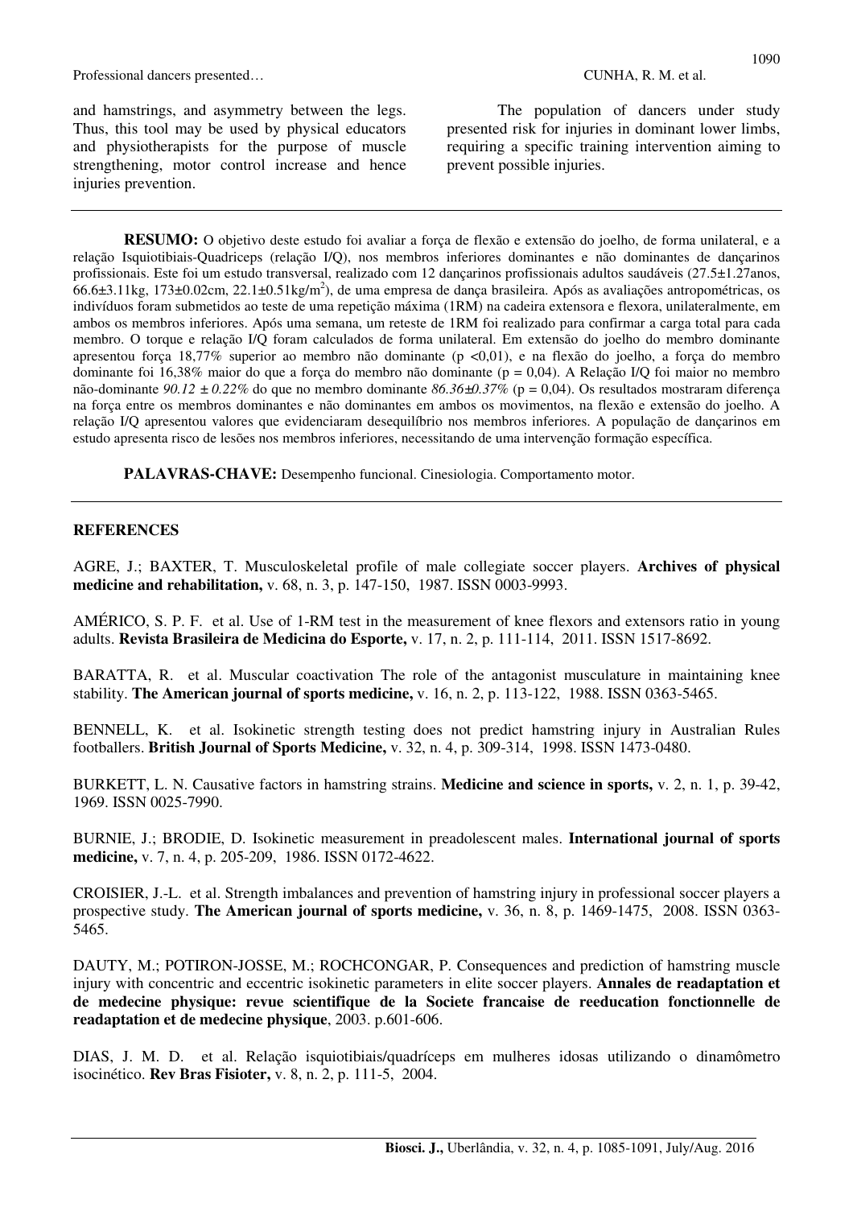and hamstrings, and asymmetry between the legs. Thus, this tool may be used by physical educators and physiotherapists for the purpose of muscle strengthening, motor control increase and hence injuries prevention.

The population of dancers under study presented risk for injuries in dominant lower limbs, requiring a specific training intervention aiming to prevent possible injuries.

---

**RESUMO:** O objetivo deste estudo foi avaliar a força de flexão e extensão do joelho, de forma unilateral, e a relação Isquiotibiais-Quadriceps (relação I/Q), nos membros inferiores dominantes e não dominantes de dançarinos profissionais. Este foi um estudo transversal, realizado com 12 dançarinos profissionais adultos saudáveis (27.5±1.27anos, 66.6±3.11kg, 173±0.02cm, 22.1±0.51kg/m$^2$), de uma empresa de dança brasileira. Após as avaliações antropométricas, os indivíduos foram submetidos ao teste de uma repetição máxima (1RM) na cadeira extensora e flexora, unilateralmente, em ambos os membros inferiores. Após uma semana, um reteste de 1RM foi realizado para confirmar a carga total para cada membro. O torque e relação I/Q foram calculados de forma unilateral. Em extensão do joelho do membro dominante apresentou força 18,77% superior ao membro não dominante ($p < 0{,}01$), e na flexão do joelho, a força do membro dominante foi 16,38% maior do que a força do membro não dominante ($p = 0{,}04$). A Relação I/Q foi maior no membro não-dominante *90.12 ± 0.22%* do que no membro dominante *86.36±0.37%* ($p = 0{,}04$). Os resultados mostraram diferença na força entre os membros dominantes e não dominantes em ambos os movimentos, na flexão e extensão do joelho. A relação I/Q apresentou valores que evidenciaram desequilíbrio nos membros inferiores. A população de dançarinos em estudo apresenta risco de lesões nos membros inferiores, necessitando de uma intervenção formação específica.

**PALAVRAS-CHAVE:** Desempenho funcional. Cinesiologia. Comportamento motor.

---

## REFERENCES

AGRE, J.; BAXTER, T. Musculoskeletal profile of male collegiate soccer players. **Archives of physical medicine and rehabilitation,** v. 68, n. 3, p. 147-150, 1987. ISSN 0003-9993.

AMÉRICO, S. P. F. et al. Use of 1-RM test in the measurement of knee flexors and extensors ratio in young adults. **Revista Brasileira de Medicina do Esporte,** v. 17, n. 2, p. 111-114, 2011. ISSN 1517-8692.

BARATTA, R. et al. Muscular coactivation The role of the antagonist musculature in maintaining knee stability. **The American journal of sports medicine,** v. 16, n. 2, p. 113-122, 1988. ISSN 0363-5465.

BENNELL, K. et al. Isokinetic strength testing does not predict hamstring injury in Australian Rules footballers. **British Journal of Sports Medicine,** v. 32, n. 4, p. 309-314, 1998. ISSN 1473-0480.

BURKETT, L. N. Causative factors in hamstring strains. **Medicine and science in sports,** v. 2, n. 1, p. 39-42, 1969. ISSN 0025-7990.

BURNIE, J.; BRODIE, D. Isokinetic measurement in preadolescent males. **International journal of sports medicine,** v. 7, n. 4, p. 205-209, 1986. ISSN 0172-4622.

CROISIER, J.-L. et al. Strength imbalances and prevention of hamstring injury in professional soccer players a prospective study. **The American journal of sports medicine,** v. 36, n. 8, p. 1469-1475, 2008. ISSN 0363-5465.

DAUTY, M.; POTIRON-JOSSE, M.; ROCHCONGAR, P. Consequences and prediction of hamstring muscle injury with concentric and eccentric isokinetic parameters in elite soccer players. **Annales de readaptation et de medecine physique: revue scientifique de la Societe francaise de reeducation fonctionnelle de readaptation et de medecine physique**, 2003. p.601-606.

DIAS, J. M. D. et al. Relação isquiotibiais/quadríceps em mulheres idosas utilizando o dinamômetro isocinético. **Rev Bras Fisioter,** v. 8, n. 2, p. 111-5, 2004.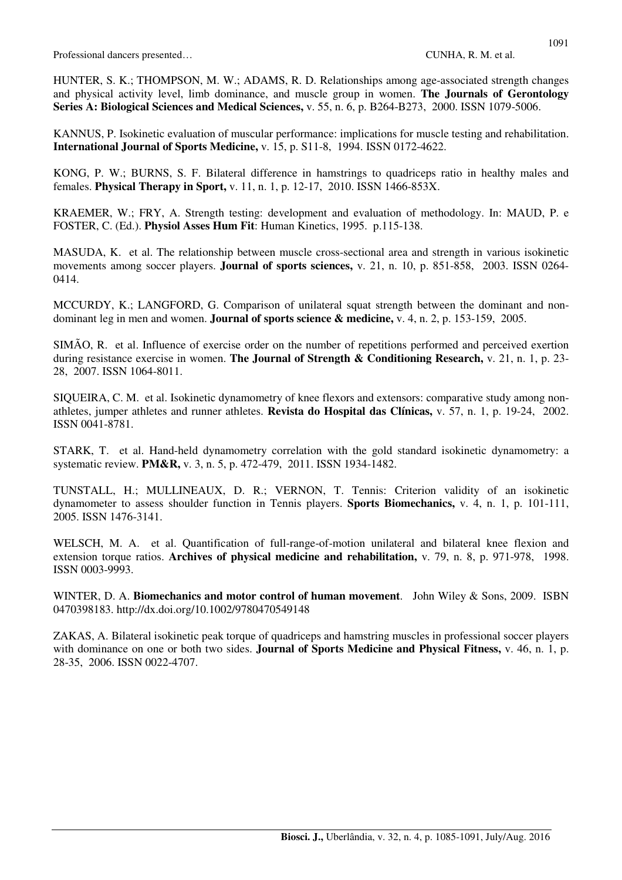HUNTER, S. K.; THOMPSON, M. W.; ADAMS, R. D. Relationships among age-associated strength changes and physical activity level, limb dominance, and muscle group in women. **The Journals of Gerontology Series A: Biological Sciences and Medical Sciences,** v. 55, n. 6, p. B264-B273, 2000. ISSN 1079-5006.

KANNUS, P. Isokinetic evaluation of muscular performance: implications for muscle testing and rehabilitation. **International Journal of Sports Medicine,** v. 15, p. S11-8, 1994. ISSN 0172-4622.

KONG, P. W.; BURNS, S. F. Bilateral difference in hamstrings to quadriceps ratio in healthy males and females. **Physical Therapy in Sport,** v. 11, n. 1, p. 12-17, 2010. ISSN 1466-853X.

KRAEMER, W.; FRY, A. Strength testing: development and evaluation of methodology. In: MAUD, P. e FOSTER, C. (Ed.). **Physiol Asses Hum Fit**: Human Kinetics, 1995. p.115-138.

MASUDA, K. et al. The relationship between muscle cross-sectional area and strength in various isokinetic movements among soccer players. **Journal of sports sciences,** v. 21, n. 10, p. 851-858, 2003. ISSN 0264-0414.

MCCURDY, K.; LANGFORD, G. Comparison of unilateral squat strength between the dominant and non-dominant leg in men and women. **Journal of sports science & medicine,** v. 4, n. 2, p. 153-159, 2005.

SIMÃO, R. et al. Influence of exercise order on the number of repetitions performed and perceived exertion during resistance exercise in women. **The Journal of Strength & Conditioning Research,** v. 21, n. 1, p. 23-28, 2007. ISSN 1064-8011.

SIQUEIRA, C. M. et al. Isokinetic dynamometry of knee flexors and extensors: comparative study among non-athletes, jumper athletes and runner athletes. **Revista do Hospital das Clínicas,** v. 57, n. 1, p. 19-24, 2002. ISSN 0041-8781.

STARK, T. et al. Hand-held dynamometry correlation with the gold standard isokinetic dynamometry: a systematic review. **PM&R,** v. 3, n. 5, p. 472-479, 2011. ISSN 1934-1482.

TUNSTALL, H.; MULLINEAUX, D. R.; VERNON, T. Tennis: Criterion validity of an isokinetic dynamometer to assess shoulder function in Tennis players. **Sports Biomechanics,** v. 4, n. 1, p. 101-111, 2005. ISSN 1476-3141.

WELSCH, M. A. et al. Quantification of full-range-of-motion unilateral and bilateral knee flexion and extension torque ratios. **Archives of physical medicine and rehabilitation,** v. 79, n. 8, p. 971-978, 1998. ISSN 0003-9993.

WINTER, D. A. **Biomechanics and motor control of human movement**. John Wiley & Sons, 2009. ISBN 0470398183. http://dx.doi.org/10.1002/9780470549148

ZAKAS, A. Bilateral isokinetic peak torque of quadriceps and hamstring muscles in professional soccer players with dominance on one or both two sides. **Journal of Sports Medicine and Physical Fitness,** v. 46, n. 1, p. 28-35, 2006. ISSN 0022-4707.